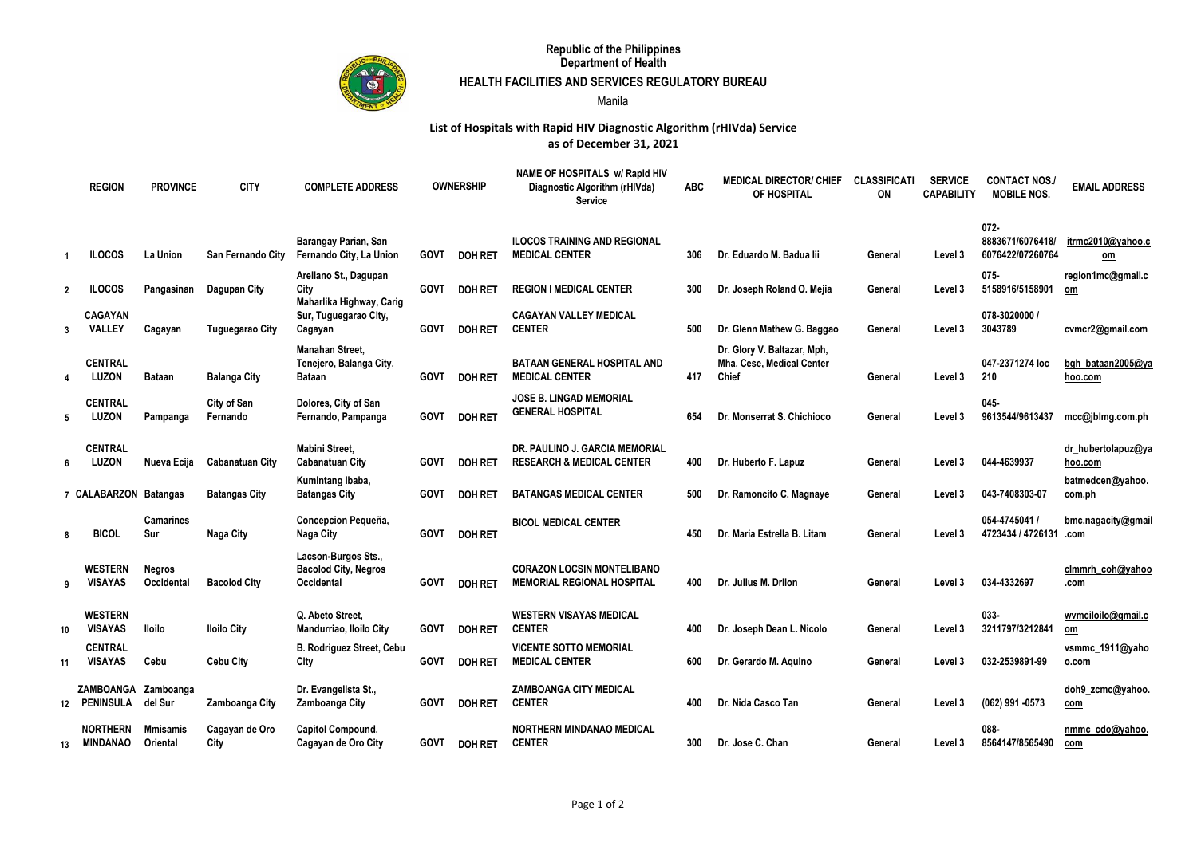Republic of the Philippines
Department of Health

**HEALTH FACILITIES AND SERVICES REGULATORY BUREAU**

Manila

## List of Hospitals with Rapid HIV Diagnostic Algorithm (rHIVda) Service
## as of December 31, 2021

| | REGION | PROVINCE | CITY | COMPLETE ADDRESS | OWNERSHIP | | NAME OF HOSPITALS w/ Rapid HIV Diagnostic Algorithm (rHIVda) Service | ABC | MEDICAL DIRECTOR/ CHIEF OF HOSPITAL | CLASSIFICATION | SERVICE CAPABILITY | CONTACT NOS./ MOBILE NOS. | EMAIL ADDRESS |
|---|---|---|---|---|---|---|---|---|---|---|---|---|---|
| 1 | ILOCOS | La Union | San Fernando City | Barangay Parian, San Fernando City, La Union | GOVT | DOH RET | ILOCOS TRAINING AND REGIONAL MEDICAL CENTER | 306 | Dr. Eduardo M. Badua Iii | General | Level 3 | 072-8883671/6076418/6076422/07260764 | itrmc2010@yahoo.com |
| 2 | ILOCOS | Pangasinan | Dagupan City | Arellano St., Dagupan City | GOVT | DOH RET | REGION I MEDICAL CENTER | 300 | Dr. Joseph Roland O. Mejia | General | Level 3 | 075-5158916/5158901 | region1mc@gmail.com |
| 3 | CAGAYAN VALLEY | Cagayan | Tuguegarao City | Maharlika Highway, Carig Sur, Tuguegarao City, Cagayan | GOVT | DOH RET | CAGAYAN VALLEY MEDICAL CENTER | 500 | Dr. Glenn Mathew G. Baggao | General | Level 3 | 078-3020000 / 3043789 | cvmcr2@gmail.com |
| 4 | CENTRAL LUZON | Bataan | Balanga City | Manahan Street, Tenejero, Balanga City, Bataan | GOVT | DOH RET | BATAAN GENERAL HOSPITAL AND MEDICAL CENTER | 417 | Dr. Glory V. Baltazar, Mph, Mha, Cese, Medical Center Chief | General | Level 3 | 047-2371274 loc 210 | bgh_bataan2005@yahoo.com |
| 5 | CENTRAL LUZON | Pampanga | City of San Fernando | Dolores, City of San Fernando, Pampanga | GOVT | DOH RET | JOSE B. LINGAD MEMORIAL GENERAL HOSPITAL | 654 | Dr. Monserrat S. Chichioco | General | Level 3 | 045-9613544/9613437 | mcc@jblmg.com.ph |
| 6 | CENTRAL LUZON | Nueva Ecija | Cabanatuan City | Mabini Street, Cabanatuan City | GOVT | DOH RET | DR. PAULINO J. GARCIA MEMORIAL RESEARCH & MEDICAL CENTER | 400 | Dr. Huberto F. Lapuz | General | Level 3 | 044-4639937 | dr_hubertolapuz@yahoo.com |
| 7 | CALABARZON | Batangas | Batangas City | Kumintang Ibaba, Batangas City | GOVT | DOH RET | BATANGAS MEDICAL CENTER | 500 | Dr. Ramoncito C. Magnaye | General | Level 3 | 043-7408303-07 | batmedcen@yahoo.com.ph |
| 8 | BICOL | Camarines Sur | Naga City | Concepcion Pequeña, Naga City | GOVT | DOH RET | BICOL MEDICAL CENTER | 450 | Dr. Maria Estrella B. Litam | General | Level 3 | 054-4745041 / 4723434 / 4726131 | bmc.nagacity@gmail.com |
| 9 | WESTERN VISAYAS | Negros Occidental | Bacolod City | Lacson-Burgos Sts., Bacolod City, Negros Occidental | GOVT | DOH RET | CORAZON LOCSIN MONTELIBANO MEMORIAL REGIONAL HOSPITAL | 400 | Dr. Julius M. Drilon | General | Level 3 | 034-4332697 | clmmrh_coh@yahoo.com |
| 10 | WESTERN VISAYAS | Iloilo | Iloilo City | Q. Abeto Street, Mandurriao, Iloilo City | GOVT | DOH RET | WESTERN VISAYAS MEDICAL CENTER | 400 | Dr. Joseph Dean L. Nicolo | General | Level 3 | 033-3211797/3212841 | wvmciloilo@gmail.com |
| 11 | CENTRAL VISAYAS | Cebu | Cebu City | B. Rodriguez Street, Cebu City | GOVT | DOH RET | VICENTE SOTTO MEMORIAL MEDICAL CENTER | 600 | Dr. Gerardo M. Aquino | General | Level 3 | 032-2539891-99 | vsmmc_1911@yahoo.com |
| 12 | ZAMBOANGA PENINSULA | Zamboanga del Sur | Zamboanga City | Dr. Evangelista St., Zamboanga City | GOVT | DOH RET | ZAMBOANGA CITY MEDICAL CENTER | 400 | Dr. Nida Casco Tan | General | Level 3 | (062) 991 -0573 | doh9_zcmc@yahoo.com |
| 13 | NORTHERN MINDANAO | Mmisamis Oriental | Cagayan de Oro City | Capitol Compound, Cagayan de Oro City | GOVT | DOH RET | NORTHERN MINDANAO MEDICAL CENTER | 300 | Dr. Jose C. Chan | General | Level 3 | 088-8564147/8565490 | nmmc_cdo@yahoo.com |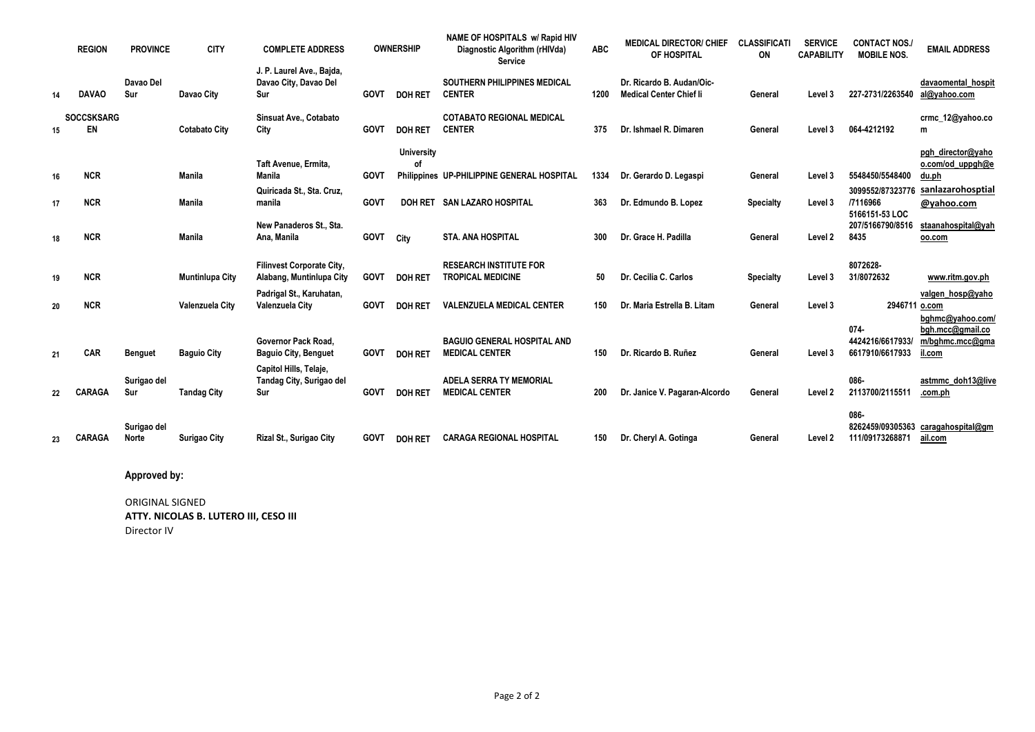| | REGION | PROVINCE | CITY | COMPLETE ADDRESS | OWNERSHIP | | NAME OF HOSPITALS w/ Rapid HIV Diagnostic Algorithm (rHIVda) Service | ABC | MEDICAL DIRECTOR/ CHIEF OF HOSPITAL | CLASSIFICATION | SERVICE CAPABILITY | CONTACT NOS./ MOBILE NOS. | EMAIL ADDRESS |
|---|---|---|---|---|---|---|---|---|---|---|---|---|---|
| 14 | DAVAO | Davao Del Sur | Davao City | J. P. Laurel Ave., Bajda, Davao City, Davao Del Sur | GOVT | DOH RET | SOUTHERN PHILIPPINES MEDICAL CENTER | 1200 | Dr. Ricardo B. Audan/Oic-Medical Center Chief Ii | General | Level 3 | 227-2731/2263540 | davaomental_hospital@yahoo.com |
| 15 | SOCCSKSARGEN | | Cotabato City | Sinsuat Ave., Cotabato City | GOVT | DOH RET | COTABATO REGIONAL MEDICAL CENTER | 375 | Dr. Ishmael R. Dimaren | General | Level 3 | 064-4212192 | crmc_12@yahoo.com |
| 16 | NCR | | Manila | Taft Avenue, Ermita, Manila | GOVT | University of Philippines | UP-PHILIPPINE GENERAL HOSPITAL | 1334 | Dr. Gerardo D. Legaspi | General | Level 3 | 5548450/5548400 | pgh_director@yahoo.com/od_uppgh@edu.ph |
| 17 | NCR | | Manila | Quiricada St., Sta. Cruz, manila | GOVT | DOH RET | SAN LAZARO HOSPITAL | 363 | Dr. Edmundo B. Lopez | Specialty | Level 3 | 3099552/87323776/7116966 | sanlazarohosptial@yahoo.com |
| 18 | NCR | | Manila | New Panaderos St., Sta. Ana, Manila | GOVT | City | STA. ANA HOSPITAL | 300 | Dr. Grace H. Padilla | General | Level 2 | 5166151-53 LOC 207/5166790/8516 8435 | staanahospital@yahoo.com |
| 19 | NCR | | Muntinlupa City | Filinvest Corporate City, Alabang, Muntinlupa City | GOVT | DOH RET | RESEARCH INSTITUTE FOR TROPICAL MEDICINE | 50 | Dr. Cecilia C. Carlos | Specialty | Level 3 | 8072628-31/8072632 | www.ritm.gov.ph |
| 20 | NCR | | Valenzuela City | Padrigal St., Karuhatan, Valenzuela City | GOVT | DOH RET | VALENZUELA MEDICAL CENTER | 150 | Dr. Maria Estrella B. Litam | General | Level 3 | 2946711 | valgen_hosp@yahoo.com |
| 21 | CAR | Benguet | Baguio City | Governor Pack Road, Baguio City, Benguet | GOVT | DOH RET | BAGUIO GENERAL HOSPITAL AND MEDICAL CENTER | 150 | Dr. Ricardo B. Ruñez | General | Level 3 | 074-4424216/6617933/6617910/6617933 | bghmc@yahoo.com/bgh.mcc@gmail.com/bghmc.mcc@gmail.com |
| 22 | CARAGA | Surigao del Sur | Tandag City | Capitol Hills, Telaje, Tandag City, Surigao del Sur | GOVT | DOH RET | ADELA SERRA TY MEMORIAL MEDICAL CENTER | 200 | Dr. Janice V. Pagaran-Alcordo | General | Level 2 | 086-2113700/2115511 | astmmc_doh13@live.com.ph |
| 23 | CARAGA | Surigao del Norte | Surigao City | Rizal St., Surigao City | GOVT | DOH RET | CARAGA REGIONAL HOSPITAL | 150 | Dr. Cheryl A. Gotinga | General | Level 2 | 086-8262459/09305363111/09173268871 | caragahospital@gmail.com |

**Approved by:**

ORIGINAL SIGNED
**ATTY. NICOLAS B. LUTERO III, CESO III**
Director IV